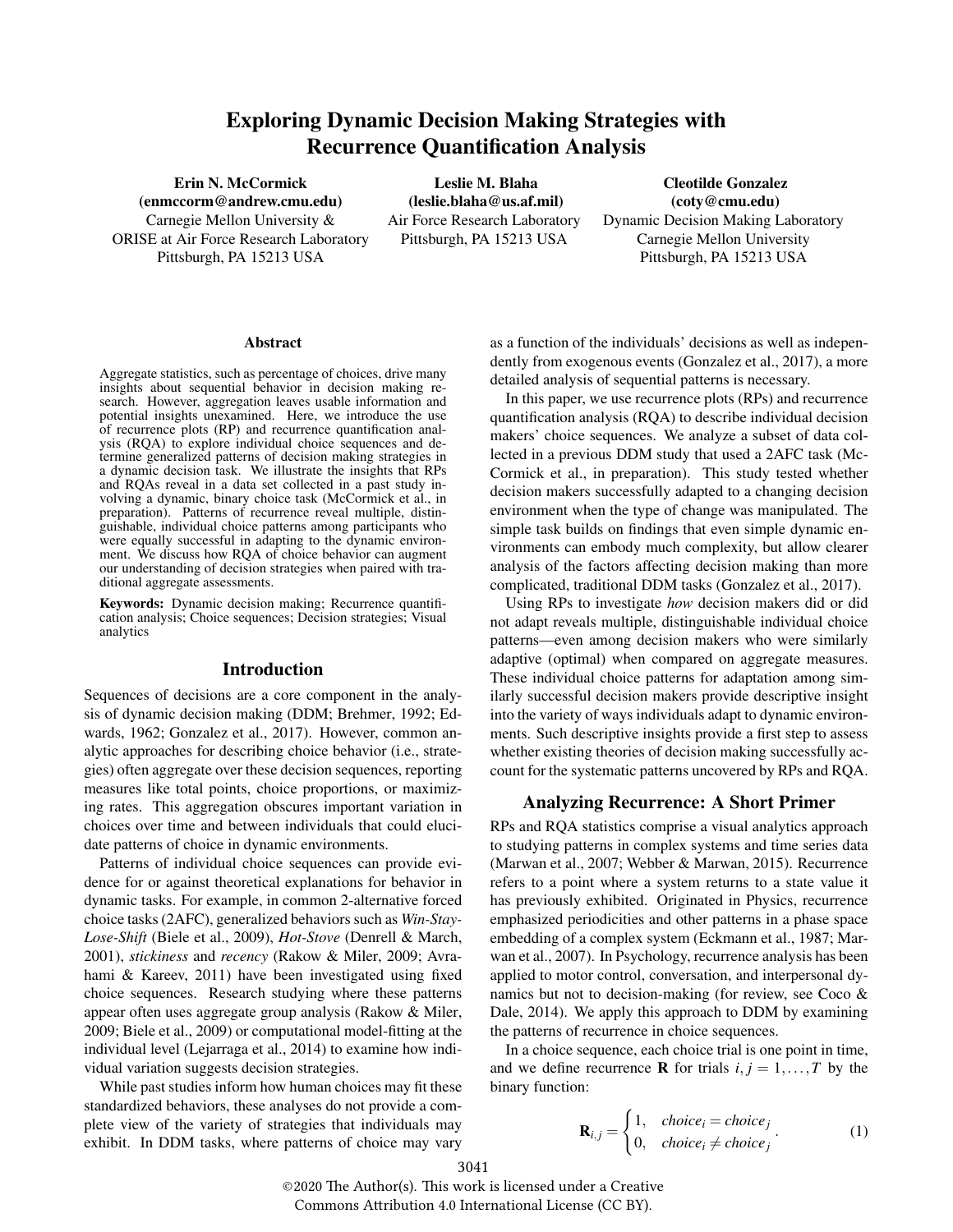# Exploring Dynamic Decision Making Strategies with Recurrence Quantification Analysis

**Erin N. McCormick**
**(enmccorm@andrew.cmu.edu)**
Carnegie Mellon University &
ORISE at Air Force Research Laboratory
Pittsburgh, PA 15213 USA

**Leslie M. Blaha**
**(leslie.blaha@us.af.mil)**
Air Force Research Laboratory
Pittsburgh, PA 15213 USA

**Cleotilde Gonzalez**
**(coty@cmu.edu)**
Dynamic Decision Making Laboratory
Carnegie Mellon University
Pittsburgh, PA 15213 USA

## Abstract

Aggregate statistics, such as percentage of choices, drive many insights about sequential behavior in decision making research. However, aggregation leaves usable information and potential insights unexamined. Here, we introduce the use of recurrence plots (RP) and recurrence quantification analysis (RQA) to explore individual choice sequences and determine generalized patterns of decision making strategies in a dynamic decision task. We illustrate the insights that RPs and RQAs reveal in a data set collected in a past study involving a dynamic, binary choice task (McCormick et al., in preparation). Patterns of recurrence reveal multiple, distinguishable, individual choice patterns among participants who were equally successful in adapting to the dynamic environment. We discuss how RQA of choice behavior can augment our understanding of decision strategies when paired with traditional aggregate assessments.

**Keywords:** Dynamic decision making; Recurrence quantification analysis; Choice sequences; Decision strategies; Visual analytics

## Introduction

Sequences of decisions are a core component in the analysis of dynamic decision making (DDM; Brehmer, 1992; Edwards, 1962; Gonzalez et al., 2017). However, common analytic approaches for describing choice behavior (i.e., strategies) often aggregate over these decision sequences, reporting measures like total points, choice proportions, or maximizing rates. This aggregation obscures important variation in choices over time and between individuals that could elucidate patterns of choice in dynamic environments.

Patterns of individual choice sequences can provide evidence for or against theoretical explanations for behavior in dynamic tasks. For example, in common 2-alternative forced choice tasks (2AFC), generalized behaviors such as *Win-Stay-Lose-Shift* (Biele et al., 2009), *Hot-Stove* (Denrell & March, 2001), *stickiness* and *recency* (Rakow & Miler, 2009; Avrahami & Kareev, 2011) have been investigated using fixed choice sequences. Research studying where these patterns appear often uses aggregate group analysis (Rakow & Miler, 2009; Biele et al., 2009) or computational model-fitting at the individual level (Lejarraga et al., 2014) to examine how individual variation suggests decision strategies.

While past studies inform how human choices may fit these standardized behaviors, these analyses do not provide a complete view of the variety of strategies that individuals may exhibit. In DDM tasks, where patterns of choice may vary as a function of the individuals' decisions as well as independently from exogenous events (Gonzalez et al., 2017), a more detailed analysis of sequential patterns is necessary.

In this paper, we use recurrence plots (RPs) and recurrence quantification analysis (RQA) to describe individual decision makers' choice sequences. We analyze a subset of data collected in a previous DDM study that used a 2AFC task (McCormick et al., in preparation). This study tested whether decision makers successfully adapted to a changing decision environment when the type of change was manipulated. The simple task builds on findings that even simple dynamic environments can embody much complexity, but allow clearer analysis of the factors affecting decision making than more complicated, traditional DDM tasks (Gonzalez et al., 2017).

Using RPs to investigate *how* decision makers did or did not adapt reveals multiple, distinguishable individual choice patterns—even among decision makers who were similarly adaptive (optimal) when compared on aggregate measures. These individual choice patterns for adaptation among similarly successful decision makers provide descriptive insight into the variety of ways individuals adapt to dynamic environments. Such descriptive insights provide a first step to assess whether existing theories of decision making successfully account for the systematic patterns uncovered by RPs and RQA.

## Analyzing Recurrence: A Short Primer

RPs and RQA statistics comprise a visual analytics approach to studying patterns in complex systems and time series data (Marwan et al., 2007; Webber & Marwan, 2015). Recurrence refers to a point where a system returns to a state value it has previously exhibited. Originated in Physics, recurrence emphasized periodicities and other patterns in a phase space embedding of a complex system (Eckmann et al., 1987; Marwan et al., 2007). In Psychology, recurrence analysis has been applied to motor control, conversation, and interpersonal dynamics but not to decision-making (for review, see Coco & Dale, 2014). We apply this approach to DDM by examining the patterns of recurrence in choice sequences.

In a choice sequence, each choice trial is one point in time, and we define recurrence $\mathbf{R}$ for trials $i, j = 1, \ldots, T$ by the binary function:

$$\mathbf{R}_{i,j} = \begin{cases} 1, & choice_i = choice_j \\ 0, & choice_i \neq choice_j \end{cases}. \tag{1}$$

©2020 The Author(s). This work is licensed under a Creative Commons Attribution 4.0 International License (CC BY).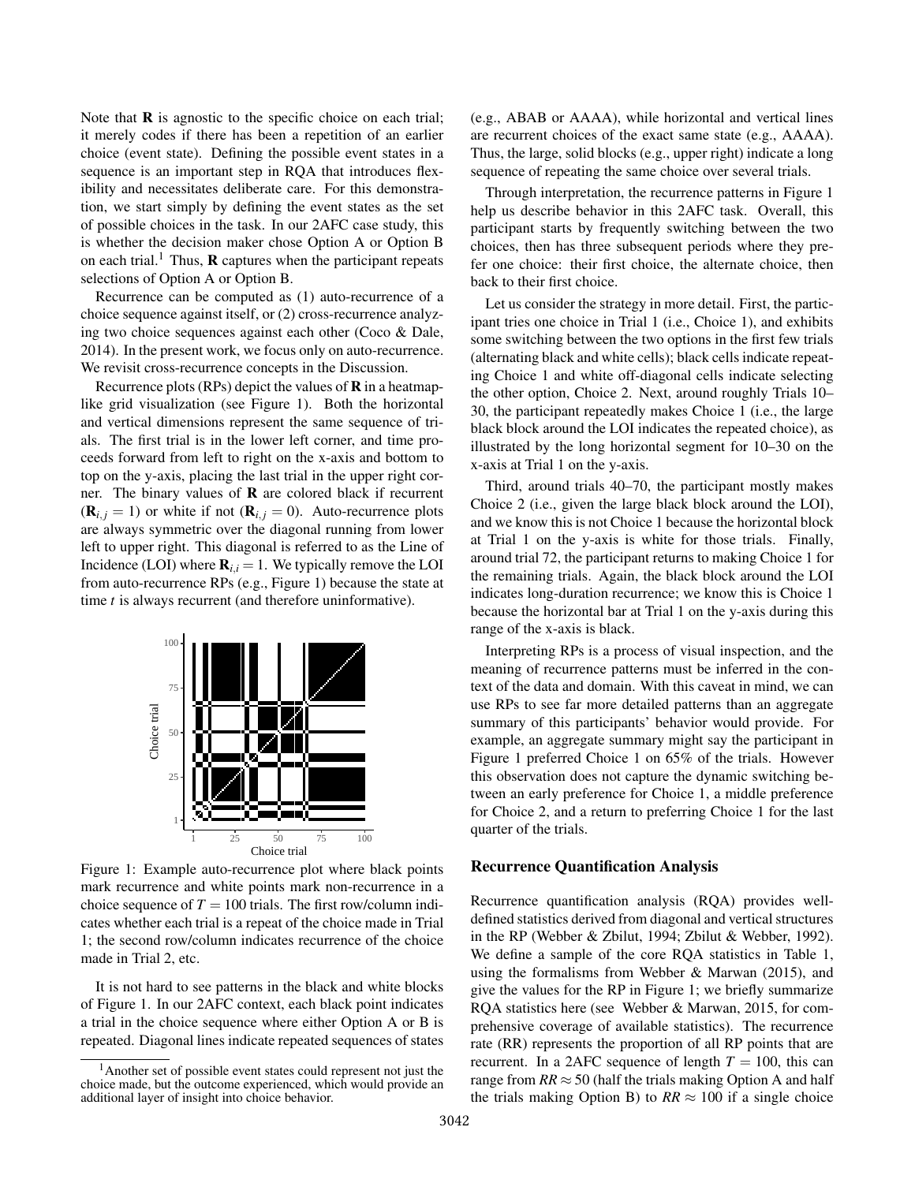Note that **R** is agnostic to the specific choice on each trial; it merely codes if there has been a repetition of an earlier choice (event state). Defining the possible event states in a sequence is an important step in RQA that introduces flexibility and necessitates deliberate care. For this demonstration, we start simply by defining the event states as the set of possible choices in the task. In our 2AFC case study, this is whether the decision maker chose Option A or Option B on each trial.[1] Thus, **R** captures when the participant repeats selections of Option A or Option B.

Recurrence can be computed as (1) auto-recurrence of a choice sequence against itself, or (2) cross-recurrence analyzing two choice sequences against each other (Coco & Dale, 2014). In the present work, we focus only on auto-recurrence. We revisit cross-recurrence concepts in the Discussion.

Recurrence plots (RPs) depict the values of **R** in a heatmap-like grid visualization (see Figure 1). Both the horizontal and vertical dimensions represent the same sequence of trials. The first trial is in the lower left corner, and time proceeds forward from left to right on the x-axis and bottom to top on the y-axis, placing the last trial in the upper right corner. The binary values of **R** are colored black if recurrent ($\mathbf{R}_{i,j} = 1$) or white if not ($\mathbf{R}_{i,j} = 0$). Auto-recurrence plots are always symmetric over the diagonal running from lower left to upper right. This diagonal is referred to as the Line of Incidence (LOI) where $\mathbf{R}_{i,i} = 1$. We typically remove the LOI from auto-recurrence RPs (e.g., Figure 1) because the state at time $t$ is always recurrent (and therefore uninformative).

Figure 1: Example auto-recurrence plot where black points mark recurrence and white points mark non-recurrence in a choice sequence of $T = 100$ trials. The first row/column indicates whether each trial is a repeat of the choice made in Trial 1; the second row/column indicates recurrence of the choice made in Trial 2, etc.

It is not hard to see patterns in the black and white blocks of Figure 1. In our 2AFC context, each black point indicates a trial in the choice sequence where either Option A or B is repeated. Diagonal lines indicate repeated sequences of states (e.g., ABAB or AAAA), while horizontal and vertical lines are recurrent choices of the exact same state (e.g., AAAA). Thus, the large, solid blocks (e.g., upper right) indicate a long sequence of repeating the same choice over several trials.

Through interpretation, the recurrence patterns in Figure 1 help us describe behavior in this 2AFC task. Overall, this participant starts by frequently switching between the two choices, then has three subsequent periods where they prefer one choice: their first choice, the alternate choice, then back to their first choice.

Let us consider the strategy in more detail. First, the participant tries one choice in Trial 1 (i.e., Choice 1), and exhibits some switching between the two options in the first few trials (alternating black and white cells); black cells indicate repeating Choice 1 and white off-diagonal cells indicate selecting the other option, Choice 2. Next, around roughly Trials 10–30, the participant repeatedly makes Choice 1 (i.e., the large black block around the LOI indicates the repeated choice), as illustrated by the long horizontal segment for 10–30 on the x-axis at Trial 1 on the y-axis.

Third, around trials 40–70, the participant mostly makes Choice 2 (i.e., given the large black block around the LOI), and we know this is not Choice 1 because the horizontal block at Trial 1 on the y-axis is white for those trials. Finally, around trial 72, the participant returns to making Choice 1 for the remaining trials. Again, the black block around the LOI indicates long-duration recurrence; we know this is Choice 1 because the horizontal bar at Trial 1 on the y-axis during this range of the x-axis is black.

Interpreting RPs is a process of visual inspection, and the meaning of recurrence patterns must be inferred in the context of the data and domain. With this caveat in mind, we can use RPs to see far more detailed patterns than an aggregate summary of this participants' behavior would provide. For example, an aggregate summary might say the participant in Figure 1 preferred Choice 1 on 65% of the trials. However this observation does not capture the dynamic switching between an early preference for Choice 1, a middle preference for Choice 2, and a return to preferring Choice 1 for the last quarter of the trials.

### Recurrence Quantification Analysis

Recurrence quantification analysis (RQA) provides well-defined statistics derived from diagonal and vertical structures in the RP (Webber & Zbilut, 1994; Zbilut & Webber, 1992). We define a sample of the core RQA statistics in Table 1, using the formalisms from Webber & Marwan (2015), and give the values for the RP in Figure 1; we briefly summarize RQA statistics here (see Webber & Marwan, 2015, for comprehensive coverage of available statistics). The recurrence rate (RR) represents the proportion of all RP points that are recurrent. In a 2AFC sequence of length $T = 100$, this can range from $RR \approx 50$ (half the trials making Option A and half the trials making Option B) to $RR \approx 100$ if a single choice

[1] Another set of possible event states could represent not just the choice made, but the outcome experienced, which would provide an additional layer of insight into choice behavior.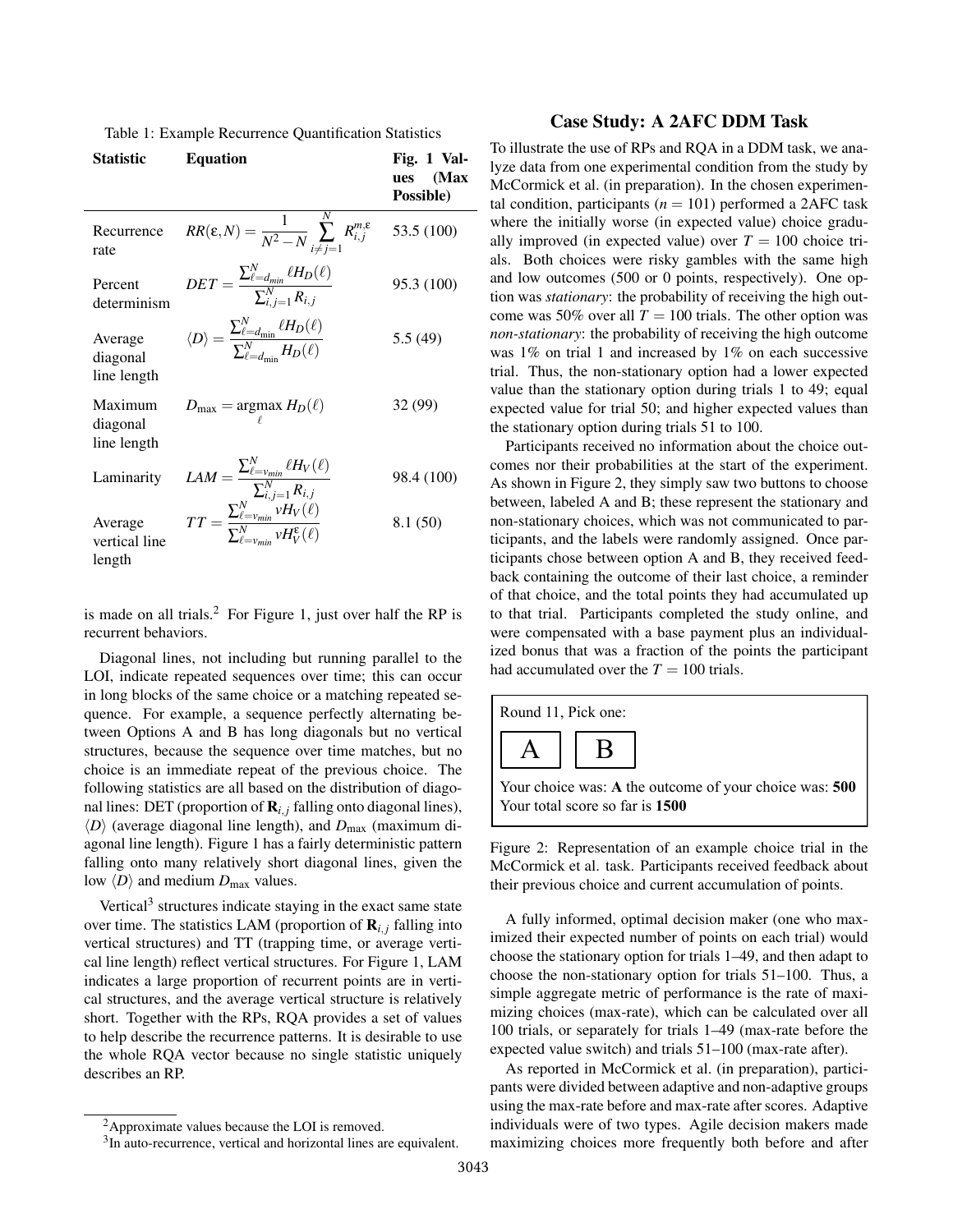Table 1: Example Recurrence Quantification Statistics

| Statistic | Equation | Fig. 1 Values (Max Possible) |
| --- | --- | --- |
| Recurrence rate | $RR(\varepsilon,N) = \frac{1}{N^2-N}\sum_{i\neq j=1}^{N} R_{i,j}^{m,\varepsilon}$ | 53.5 (100) |
| Percent determinism | $DET = \frac{\sum_{\ell=d_{min}}^{N} \ell H_D(\ell)}{\sum_{i,j=1}^{N} R_{i,j}}$ | 95.3 (100) |
| Average diagonal line length | $\langle D\rangle = \frac{\sum_{\ell=d_{\min}}^{N} \ell H_D(\ell)}{\sum_{\ell=d_{\min}}^{N} H_D(\ell)}$ | 5.5 (49) |
| Maximum diagonal line length | $D_{\max} = \underset{\ell}{\operatorname{argmax}}\, H_D(\ell)$ | 32 (99) |
| Laminarity | $LAM = \frac{\sum_{\ell=v_{min}}^{N} \ell H_V(\ell)}{\sum_{i,j=1}^{N} R_{i,j}}$ | 98.4 (100) |
| Average vertical line length | $TT = \frac{\sum_{\ell=v_{min}}^{N} v H_V(\ell)}{\sum_{\ell=v_{min}}^{N} v H_V^{\varepsilon}(\ell)}$ | 8.1 (50) |

is made on all trials.[2] For Figure 1, just over half the RP is recurrent behaviors.

Diagonal lines, not including but running parallel to the LOI, indicate repeated sequences over time; this can occur in long blocks of the same choice or a matching repeated sequence. For example, a sequence perfectly alternating between Options A and B has long diagonals but no vertical structures, because the sequence over time matches, but no choice is an immediate repeat of the previous choice. The following statistics are all based on the distribution of diagonal lines: DET (proportion of $\mathbf{R}_{i,j}$ falling onto diagonal lines), $\langle D\rangle$ (average diagonal line length), and $D_{\max}$ (maximum diagonal line length). Figure 1 has a fairly deterministic pattern falling onto many relatively short diagonal lines, given the low $\langle D\rangle$ and medium $D_{\max}$ values.

Vertical[3] structures indicate staying in the exact same state over time. The statistics LAM (proportion of $\mathbf{R}_{i,j}$ falling into vertical structures) and TT (trapping time, or average vertical line length) reflect vertical structures. For Figure 1, LAM indicates a large proportion of recurrent points are in vertical structures, and the average vertical structure is relatively short. Together with the RPs, RQA provides a set of values to help describe the recurrence patterns. It is desirable to use the whole RQA vector because no single statistic uniquely describes an RP.

[2] Approximate values because the LOI is removed.

[3] In auto-recurrence, vertical and horizontal lines are equivalent.

## Case Study: A 2AFC DDM Task

To illustrate the use of RPs and RQA in a DDM task, we analyze data from one experimental condition from the study by McCormick et al. (in preparation). In the chosen experimental condition, participants ($n = 101$) performed a 2AFC task where the initially worse (in expected value) choice gradually improved (in expected value) over $T = 100$ choice trials. Both choices were risky gambles with the same high and low outcomes (500 or 0 points, respectively). One option was *stationary*: the probability of receiving the high outcome was 50% over all $T = 100$ trials. The other option was *non-stationary*: the probability of receiving the high outcome was 1% on trial 1 and increased by 1% on each successive trial. Thus, the non-stationary option had a lower expected value than the stationary option during trials 1 to 49; equal expected value for trial 50; and higher expected values than the stationary option during trials 51 to 100.

Participants received no information about the choice outcomes nor their probabilities at the start of the experiment. As shown in Figure 2, they simply saw two buttons to choose between, labeled A and B; these represent the stationary and non-stationary choices, which was not communicated to participants, and the labels were randomly assigned. Once participants chose between option A and B, they received feedback containing the outcome of their last choice, a reminder of that choice, and the total points they had accumulated up to that trial. Participants completed the study online, and were compensated with a base payment plus an individualized bonus that was a fraction of the points the participant had accumulated over the $T = 100$ trials.

Round 11, Pick one:

A | B

Your choice was: **A** the outcome of your choice was: **500**
Your total score so far is **1500**

Figure 2: Representation of an example choice trial in the McCormick et al. task. Participants received feedback about their previous choice and current accumulation of points.

A fully informed, optimal decision maker (one who maximized their expected number of points on each trial) would choose the stationary option for trials 1–49, and then adapt to choose the non-stationary option for trials 51–100. Thus, a simple aggregate metric of performance is the rate of maximizing choices (max-rate), which can be calculated over all 100 trials, or separately for trials 1–49 (max-rate before the expected value switch) and trials 51–100 (max-rate after).

As reported in McCormick et al. (in preparation), participants were divided between adaptive and non-adaptive groups using the max-rate before and max-rate after scores. Adaptive individuals were of two types. Agile decision makers made maximizing choices more frequently both before and after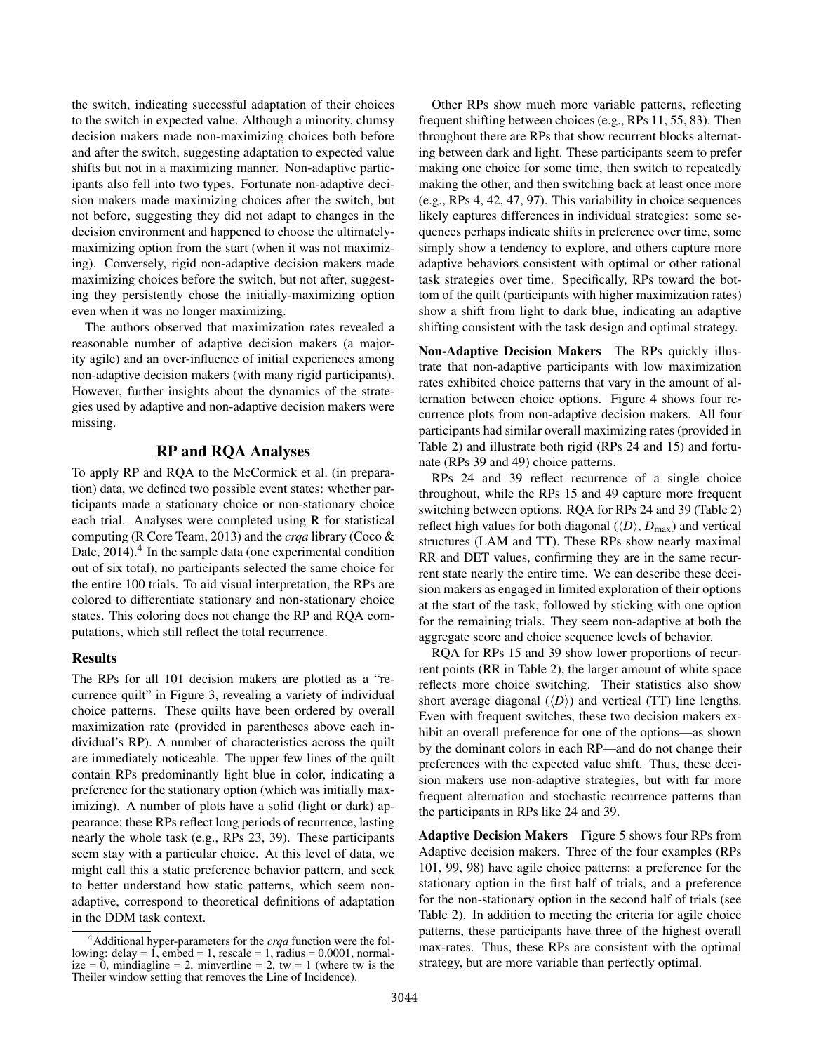the switch, indicating successful adaptation of their choices to the switch in expected value. Although a minority, clumsy decision makers made non-maximizing choices both before and after the switch, suggesting adaptation to expected value shifts but not in a maximizing manner. Non-adaptive participants also fell into two types. Fortunate non-adaptive decision makers made maximizing choices after the switch, but not before, suggesting they did not adapt to changes in the decision environment and happened to choose the ultimately-maximizing option from the start (when it was not maximizing). Conversely, rigid non-adaptive decision makers made maximizing choices before the switch, but not after, suggesting they persistently chose the initially-maximizing option even when it was no longer maximizing.

The authors observed that maximization rates revealed a reasonable number of adaptive decision makers (a majority agile) and an over-influence of initial experiences among non-adaptive decision makers (with many rigid participants). However, further insights about the dynamics of the strategies used by adaptive and non-adaptive decision makers were missing.

## RP and RQA Analyses

To apply RP and RQA to the McCormick et al. (in preparation) data, we defined two possible event states: whether participants made a stationary choice or non-stationary choice each trial. Analyses were completed using R for statistical computing (R Core Team, 2013) and the *crqa* library (Coco & Dale, 2014).[4] In the sample data (one experimental condition out of six total), no participants selected the same choice for the entire 100 trials. To aid visual interpretation, the RPs are colored to differentiate stationary and non-stationary choice states. This coloring does not change the RP and RQA computations, which still reflect the total recurrence.

### Results

The RPs for all 101 decision makers are plotted as a "recurrence quilt" in Figure 3, revealing a variety of individual choice patterns. These quilts have been ordered by overall maximization rate (provided in parentheses above each individual's RP). A number of characteristics across the quilt are immediately noticeable. The upper few lines of the quilt contain RPs predominantly light blue in color, indicating a preference for the stationary option (which was initially maximizing). A number of plots have a solid (light or dark) appearance; these RPs reflect long periods of recurrence, lasting nearly the whole task (e.g., RPs 23, 39). These participants seem stay with a particular choice. At this level of data, we might call this a static preference behavior pattern, and seek to better understand how static patterns, which seem non-adaptive, correspond to theoretical definitions of adaptation in the DDM task context.

[4] Additional hyper-parameters for the *crqa* function were the following: delay = 1, embed = 1, rescale = 1, radius = 0.0001, normalize = 0, mindiagline = 2, minvertline = 2, tw = 1 (where tw is the Theiler window setting that removes the Line of Incidence).

Other RPs show much more variable patterns, reflecting frequent shifting between choices (e.g., RPs 11, 55, 83). Then throughout there are RPs that show recurrent blocks alternating between dark and light. These participants seem to prefer making one choice for some time, then switch to repeatedly making the other, and then switching back at least once more (e.g., RPs 4, 42, 47, 97). This variability in choice sequences likely captures differences in individual strategies: some sequences perhaps indicate shifts in preference over time, some simply show a tendency to explore, and others capture more adaptive behaviors consistent with optimal or other rational task strategies over time. Specifically, RPs toward the bottom of the quilt (participants with higher maximization rates) show a shift from light to dark blue, indicating an adaptive shifting consistent with the task design and optimal strategy.

**Non-Adaptive Decision Makers** The RPs quickly illustrate that non-adaptive participants with low maximization rates exhibited choice patterns that vary in the amount of alternation between choice options. Figure 4 shows four recurrence plots from non-adaptive decision makers. All four participants had similar overall maximizing rates (provided in Table 2) and illustrate both rigid (RPs 24 and 15) and fortunate (RPs 39 and 49) choice patterns.

RPs 24 and 39 reflect recurrence of a single choice throughout, while the RPs 15 and 49 capture more frequent switching between options. RQA for RPs 24 and 39 (Table 2) reflect high values for both diagonal ($\langle D \rangle$, $D_{\max}$) and vertical structures (LAM and TT). These RPs show nearly maximal RR and DET values, confirming they are in the same recurrent state nearly the entire time. We can describe these decision makers as engaged in limited exploration of their options at the start of the task, followed by sticking with one option for the remaining trials. They seem non-adaptive at both the aggregate score and choice sequence levels of behavior.

RQA for RPs 15 and 39 show lower proportions of recurrent points (RR in Table 2), the larger amount of white space reflects more choice switching. Their statistics also show short average diagonal ($\langle D \rangle$) and vertical (TT) line lengths. Even with frequent switches, these two decision makers exhibit an overall preference for one of the options—as shown by the dominant colors in each RP—and do not change their preferences with the expected value shift. Thus, these decision makers use non-adaptive strategies, but with far more frequent alternation and stochastic recurrence patterns than the participants in RPs like 24 and 39.

**Adaptive Decision Makers** Figure 5 shows four RPs from Adaptive decision makers. Three of the four examples (RPs 101, 99, 98) have agile choice patterns: a preference for the stationary option in the first half of trials, and a preference for the non-stationary option in the second half of trials (see Table 2). In addition to meeting the criteria for agile choice patterns, these participants have three of the highest overall max-rates. Thus, these RPs are consistent with the optimal strategy, but are more variable than perfectly optimal.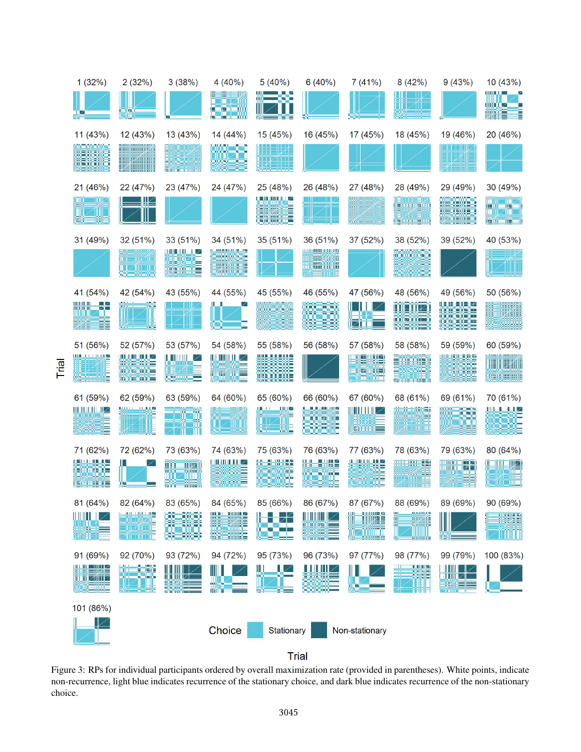Figure 3: RPs for individual participants ordered by overall maximization rate (provided in parentheses). White points, indicate non-recurrence, light blue indicates recurrence of the stationary choice, and dark blue indicates recurrence of the non-stationary choice.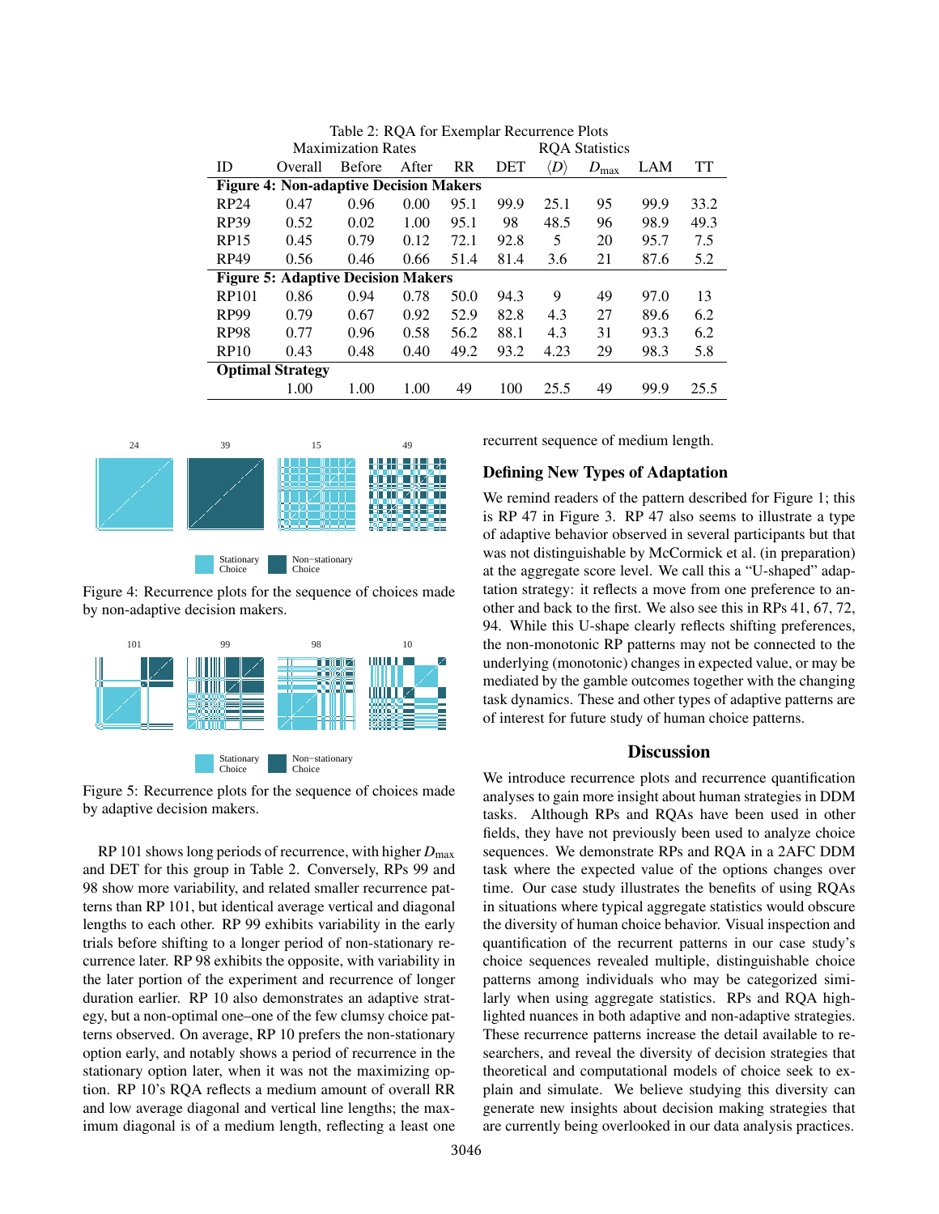Table 2: RQA for Exemplar Recurrence Plots

| ID | Maximization Rates Overall | Before | After | RQA Statistics RR | DET | $\langle D \rangle$ | $D_{\max}$ | LAM | TT |
|---|---|---|---|---|---|---|---|---|---|
| **Figure 4: Non-adaptive Decision Makers** | | | | | | | | | |
| RP24 | 0.47 | 0.96 | 0.00 | 95.1 | 99.9 | 25.1 | 95 | 99.9 | 33.2 |
| RP39 | 0.52 | 0.02 | 1.00 | 95.1 | 98 | 48.5 | 96 | 98.9 | 49.3 |
| RP15 | 0.45 | 0.79 | 0.12 | 72.1 | 92.8 | 5 | 20 | 95.7 | 7.5 |
| RP49 | 0.56 | 0.46 | 0.66 | 51.4 | 81.4 | 3.6 | 21 | 87.6 | 5.2 |
| **Figure 5: Adaptive Decision Makers** | | | | | | | | | |
| RP101 | 0.86 | 0.94 | 0.78 | 50.0 | 94.3 | 9 | 49 | 97.0 | 13 |
| RP99 | 0.79 | 0.67 | 0.92 | 52.9 | 82.8 | 4.3 | 27 | 89.6 | 6.2 |
| RP98 | 0.77 | 0.96 | 0.58 | 56.2 | 88.1 | 4.3 | 31 | 93.3 | 6.2 |
| RP10 | 0.43 | 0.48 | 0.40 | 49.2 | 93.2 | 4.23 | 29 | 98.3 | 5.8 |
| **Optimal Strategy** | | | | | | | | | |
| | 1.00 | 1.00 | 1.00 | 49 | 100 | 25.5 | 49 | 99.9 | 25.5 |

Figure 4: Recurrence plots for the sequence of choices made by non-adaptive decision makers.

Figure 5: Recurrence plots for the sequence of choices made by adaptive decision makers.

RP 101 shows long periods of recurrence, with higher $D_{\max}$ and DET for this group in Table 2. Conversely, RPs 99 and 98 show more variability, and related smaller recurrence patterns than RP 101, but identical average vertical and diagonal lengths to each other. RP 99 exhibits variability in the early trials before shifting to a longer period of non-stationary recurrence later. RP 98 exhibits the opposite, with variability in the later portion of the experiment and recurrence of longer duration earlier. RP 10 also demonstrates an adaptive strategy, but a non-optimal one–one of the few clumsy choice patterns observed. On average, RP 10 prefers the non-stationary option early, and notably shows a period of recurrence in the stationary option later, when it was not the maximizing option. RP 10's RQA reflects a medium amount of overall RR and low average diagonal and vertical line lengths; the maximum diagonal is of a medium length, reflecting a least one recurrent sequence of medium length.

### Defining New Types of Adaptation

We remind readers of the pattern described for Figure 1; this is RP 47 in Figure 3. RP 47 also seems to illustrate a type of adaptive behavior observed in several participants but that was not distinguishable by McCormick et al. (in preparation) at the aggregate score level. We call this a "U-shaped" adaptation strategy: it reflects a move from one preference to another and back to the first. We also see this in RPs 41, 67, 72, 94. While this U-shape clearly reflects shifting preferences, the non-monotonic RP patterns may not be connected to the underlying (monotonic) changes in expected value, or may be mediated by the gamble outcomes together with the changing task dynamics. These and other types of adaptive patterns are of interest for future study of human choice patterns.

## Discussion

We introduce recurrence plots and recurrence quantification analyses to gain more insight about human strategies in DDM tasks. Although RPs and RQAs have been used in other fields, they have not previously been used to analyze choice sequences. We demonstrate RPs and RQA in a 2AFC DDM task where the expected value of the options changes over time. Our case study illustrates the benefits of using RQAs in situations where typical aggregate statistics would obscure the diversity of human choice behavior. Visual inspection and quantification of the recurrent patterns in our case study's choice sequences revealed multiple, distinguishable choice patterns among individuals who may be categorized similarly when using aggregate statistics. RPs and RQA highlighted nuances in both adaptive and non-adaptive strategies. These recurrence patterns increase the detail available to researchers, and reveal the diversity of decision strategies that theoretical and computational models of choice seek to explain and simulate. We believe studying this diversity can generate new insights about decision making strategies that are currently being overlooked in our data analysis practices.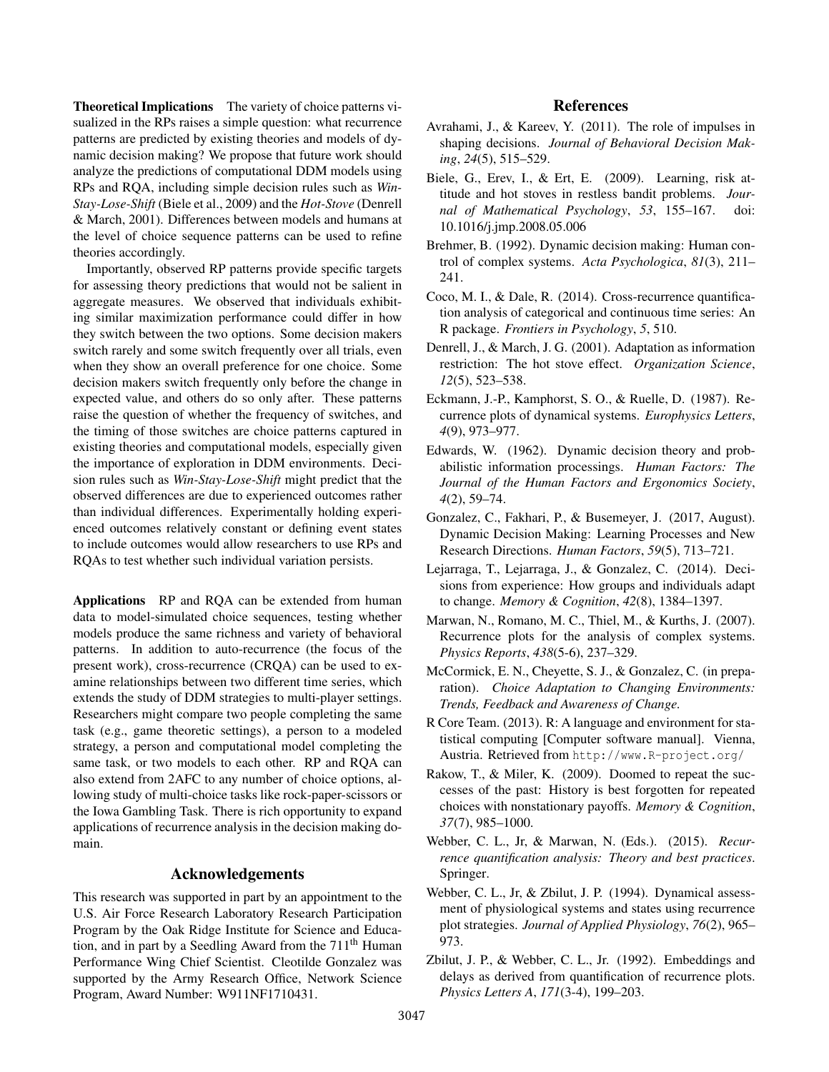**Theoretical Implications** The variety of choice patterns visualized in the RPs raises a simple question: what recurrence patterns are predicted by existing theories and models of dynamic decision making? We propose that future work should analyze the predictions of computational DDM models using RPs and RQA, including simple decision rules such as *Win-Stay-Lose-Shift* (Biele et al., 2009) and the *Hot-Stove* (Denrell & March, 2001). Differences between models and humans at the level of choice sequence patterns can be used to refine theories accordingly.

Importantly, observed RP patterns provide specific targets for assessing theory predictions that would not be salient in aggregate measures. We observed that individuals exhibiting similar maximization performance could differ in how they switch between the two options. Some decision makers switch rarely and some switch frequently over all trials, even when they show an overall preference for one choice. Some decision makers switch frequently only before the change in expected value, and others do so only after. These patterns raise the question of whether the frequency of switches, and the timing of those switches are choice patterns captured in existing theories and computational models, especially given the importance of exploration in DDM environments. Decision rules such as *Win-Stay-Lose-Shift* might predict that the observed differences are due to experienced outcomes rather than individual differences. Experimentally holding experienced outcomes relatively constant or defining event states to include outcomes would allow researchers to use RPs and RQAs to test whether such individual variation persists.

**Applications** RP and RQA can be extended from human data to model-simulated choice sequences, testing whether models produce the same richness and variety of behavioral patterns. In addition to auto-recurrence (the focus of the present work), cross-recurrence (CRQA) can be used to examine relationships between two different time series, which extends the study of DDM strategies to multi-player settings. Researchers might compare two people completing the same task (e.g., game theoretic settings), a person to a modeled strategy, a person and computational model completing the same task, or two models to each other. RP and RQA can also extend from 2AFC to any number of choice options, allowing study of multi-choice tasks like rock-paper-scissors or the Iowa Gambling Task. There is rich opportunity to expand applications of recurrence analysis in the decision making domain.

## Acknowledgements

This research was supported in part by an appointment to the U.S. Air Force Research Laboratory Research Participation Program by the Oak Ridge Institute for Science and Education, and in part by a Seedling Award from the 711$^{\text{th}}$ Human Performance Wing Chief Scientist. Cleotilde Gonzalez was supported by the Army Research Office, Network Science Program, Award Number: W911NF1710431.

## References

Avrahami, J., & Kareev, Y. (2011). The role of impulses in shaping decisions. *Journal of Behavioral Decision Making*, *24*(5), 515–529.

Biele, G., Erev, I., & Ert, E. (2009). Learning, risk attitude and hot stoves in restless bandit problems. *Journal of Mathematical Psychology*, *53*, 155–167. doi: 10.1016/j.jmp.2008.05.006

Brehmer, B. (1992). Dynamic decision making: Human control of complex systems. *Acta Psychologica*, *81*(3), 211–241.

Coco, M. I., & Dale, R. (2014). Cross-recurrence quantification analysis of categorical and continuous time series: An R package. *Frontiers in Psychology*, *5*, 510.

Denrell, J., & March, J. G. (2001). Adaptation as information restriction: The hot stove effect. *Organization Science*, *12*(5), 523–538.

Eckmann, J.-P., Kamphorst, S. O., & Ruelle, D. (1987). Recurrence plots of dynamical systems. *Europhysics Letters*, *4*(9), 973–977.

Edwards, W. (1962). Dynamic decision theory and probabilistic information processings. *Human Factors: The Journal of the Human Factors and Ergonomics Society*, *4*(2), 59–74.

Gonzalez, C., Fakhari, P., & Busemeyer, J. (2017, August). Dynamic Decision Making: Learning Processes and New Research Directions. *Human Factors*, *59*(5), 713–721.

Lejarraga, T., Lejarraga, J., & Gonzalez, C. (2014). Decisions from experience: How groups and individuals adapt to change. *Memory & Cognition*, *42*(8), 1384–1397.

Marwan, N., Romano, M. C., Thiel, M., & Kurths, J. (2007). Recurrence plots for the analysis of complex systems. *Physics Reports*, *438*(5-6), 237–329.

McCormick, E. N., Cheyette, S. J., & Gonzalez, C. (in preparation). *Choice Adaptation to Changing Environments: Trends, Feedback and Awareness of Change.*

R Core Team. (2013). R: A language and environment for statistical computing [Computer software manual]. Vienna, Austria. Retrieved from `http://www.R-project.org/`

Rakow, T., & Miler, K. (2009). Doomed to repeat the successes of the past: History is best forgotten for repeated choices with nonstationary payoffs. *Memory & Cognition*, *37*(7), 985–1000.

Webber, C. L., Jr, & Marwan, N. (Eds.). (2015). *Recurrence quantification analysis: Theory and best practices*. Springer.

Webber, C. L., Jr, & Zbilut, J. P. (1994). Dynamical assessment of physiological systems and states using recurrence plot strategies. *Journal of Applied Physiology*, *76*(2), 965–973.

Zbilut, J. P., & Webber, C. L., Jr. (1992). Embeddings and delays as derived from quantification of recurrence plots. *Physics Letters A*, *171*(3-4), 199–203.